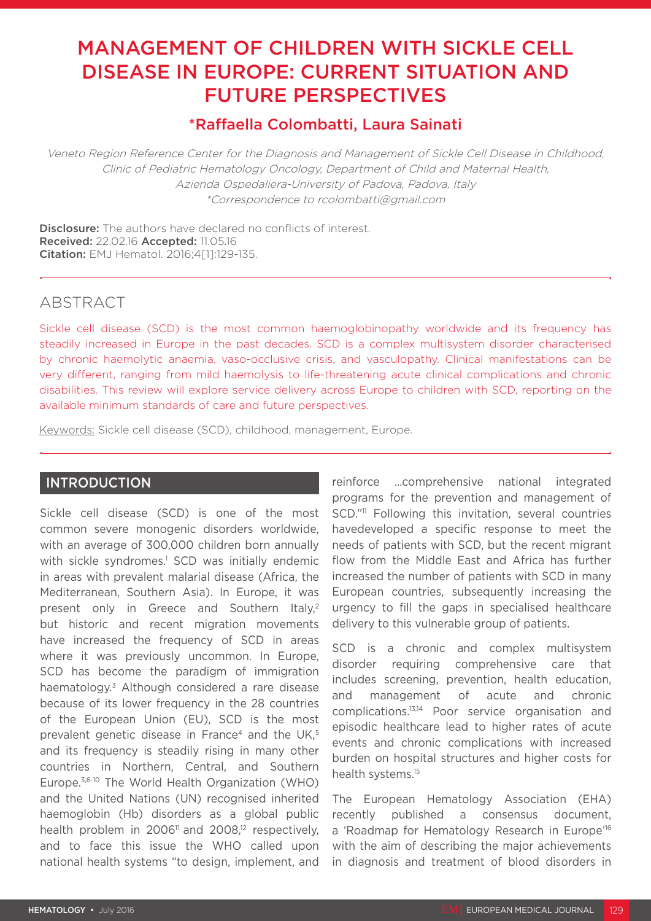# MANAGEMENT OF CHILDREN WITH SICKLE CELL DISEASE IN EUROPE: CURRENT SITUATION AND FUTURE PERSPECTIVES

## *Raffaella Colombatti, Laura Sainati

*Veneto Region Reference Center for the Diagnosis and Management of Sickle Cell Disease in Childhood, Clinic of Pediatric Hematology Oncology, Department of Child and Maternal Health, Azienda Ospedaliera-University of Padova, Padova, Italy*
*\*Correspondence to rcolombatti@gmail.com*

**Disclosure:** The authors have declared no conflicts of interest.
**Received:** 22.02.16 **Accepted:** 11.05.16
**Citation:** EMJ Hematol. 2016;4[1]:129-135.

## ABSTRACT

Sickle cell disease (SCD) is the most common haemoglobinopathy worldwide and its frequency has steadily increased in Europe in the past decades. SCD is a complex multisystem disorder characterised by chronic haemolytic anaemia, vaso-occlusive crisis, and vasculopathy. Clinical manifestations can be very different, ranging from mild haemolysis to life-threatening acute clinical complications and chronic disabilities. This review will explore service delivery across Europe to children with SCD, reporting on the available minimum standards of care and future perspectives.

Keywords: Sickle cell disease (SCD), childhood, management, Europe.

## INTRODUCTION

Sickle cell disease (SCD) is one of the most common severe monogenic disorders worldwide, with an average of 300,000 children born annually with sickle syndromes.[1] SCD was initially endemic in areas with prevalent malarial disease (Africa, the Mediterranean, Southern Asia). In Europe, it was present only in Greece and Southern Italy,[2] but historic and recent migration movements have increased the frequency of SCD in areas where it was previously uncommon. In Europe, SCD has become the paradigm of immigration haematology.[3] Although considered a rare disease because of its lower frequency in the 28 countries of the European Union (EU), SCD is the most prevalent genetic disease in France[4] and the UK,[5] and its frequency is steadily rising in many other countries in Northern, Central, and Southern Europe.[3,6-10] The World Health Organization (WHO) and the United Nations (UN) recognised inherited haemoglobin (Hb) disorders as a global public health problem in 2006[11] and 2008,[12] respectively, and to face this issue the WHO called upon national health systems "to design, implement, and reinforce ...comprehensive national integrated programs for the prevention and management of SCD."[11] Following this invitation, several countries havedeveloped a specific response to meet the needs of patients with SCD, but the recent migrant flow from the Middle East and Africa has further increased the number of patients with SCD in many European countries, subsequently increasing the urgency to fill the gaps in specialised healthcare delivery to this vulnerable group of patients.

SCD is a chronic and complex multisystem disorder requiring comprehensive care that includes screening, prevention, health education, and management of acute and chronic complications.[13,14] Poor service organisation and episodic healthcare lead to higher rates of acute events and chronic complications with increased burden on hospital structures and higher costs for health systems.[15]

The European Hematology Association (EHA) recently published a consensus document, a 'Roadmap for Hematology Research in Europe'[16] with the aim of describing the major achievements in diagnosis and treatment of blood disorders in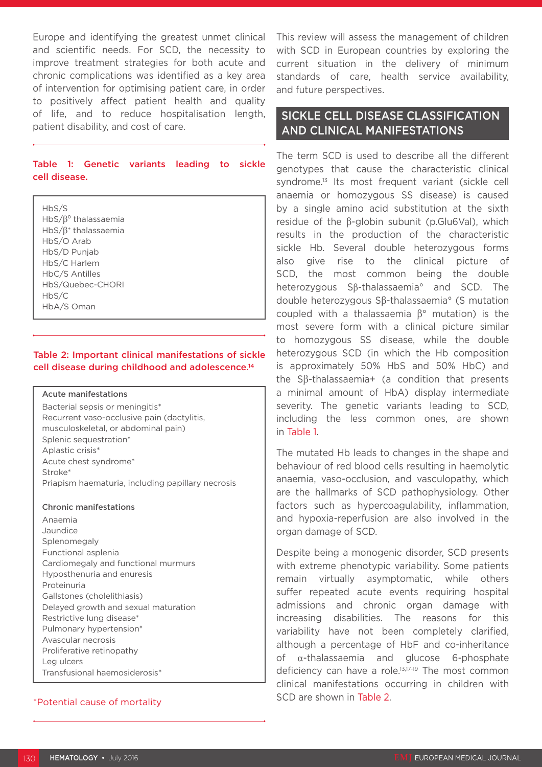Europe and identifying the greatest unmet clinical and scientific needs. For SCD, the necessity to improve treatment strategies for both acute and chronic complications was identified as a key area of intervention for optimising patient care, in order to positively affect patient health and quality of life, and to reduce hospitalisation length, patient disability, and cost of care.

**Table 1: Genetic variants leading to sickle cell disease.**

| Genetic variants |
|---|
| HbS/S |
| HbS/$\beta^0$ thalassaemia |
| HbS/$\beta^+$ thalassaemia |
| HbS/O Arab |
| HbS/D Punjab |
| HbS/C Harlem |
| HbC/S Antilles |
| HbS/Quebec-CHORI |
| HbS/C |
| HbA/S Oman |

**Table 2: Important clinical manifestations of sickle cell disease during childhood and adolescence.[14]**

| Clinical manifestations |
|---|
| **Acute manifestations** |
| Bacterial sepsis or meningitis* |
| Recurrent vaso-occlusive pain (dactylitis, musculoskeletal, or abdominal pain) |
| Splenic sequestration* |
| Aplastic crisis* |
| Acute chest syndrome* |
| Stroke* |
| Priapism haematuria, including papillary necrosis |
| **Chronic manifestations** |
| Anaemia |
| Jaundice |
| Splenomegaly |
| Functional asplenia |
| Cardiomegaly and functional murmurs |
| Hyposthenuria and enuresis |
| Proteinuria |
| Gallstones (cholelithiasis) |
| Delayed growth and sexual maturation |
| Restrictive lung disease* |
| Pulmonary hypertension* |
| Avascular necrosis |
| Proliferative retinopathy |
| Leg ulcers |
| Transfusional haemosiderosis* |

*Potential cause of mortality

This review will assess the management of children with SCD in European countries by exploring the current situation in the delivery of minimum standards of care, health service availability, and future perspectives.

## SICKLE CELL DISEASE CLASSIFICATION AND CLINICAL MANIFESTATIONS

The term SCD is used to describe all the different genotypes that cause the characteristic clinical syndrome.[13] Its most frequent variant (sickle cell anaemia or homozygous SS disease) is caused by a single amino acid substitution at the sixth residue of the β-globin subunit (p.Glu6Val), which results in the production of the characteristic sickle Hb. Several double heterozygous forms also give rise to the clinical picture of SCD, the most common being the double heterozygous Sβ-thalassaemia° and SCD. The double heterozygous Sβ-thalassaemia° (S mutation coupled with a thalassaemia β° mutation) is the most severe form with a clinical picture similar to homozygous SS disease, while the double heterozygous SCD (in which the Hb composition is approximately 50% HbS and 50% HbC) and the Sβ-thalassaemia+ (a condition that presents a minimal amount of HbA) display intermediate severity. The genetic variants leading to SCD, including the less common ones, are shown in Table 1.

The mutated Hb leads to changes in the shape and behaviour of red blood cells resulting in haemolytic anaemia, vaso-occlusion, and vasculopathy, which are the hallmarks of SCD pathophysiology. Other factors such as hypercoagulability, inflammation, and hypoxia-reperfusion are also involved in the organ damage of SCD.

Despite being a monogenic disorder, SCD presents with extreme phenotypic variability. Some patients remain virtually asymptomatic, while others suffer repeated acute events requiring hospital admissions and chronic organ damage with increasing disabilities. The reasons for this variability have not been completely clarified, although a percentage of HbF and co-inheritance of α-thalassaemia and glucose 6-phosphate deficiency can have a role.[13,17-19] The most common clinical manifestations occurring in children with SCD are shown in Table 2.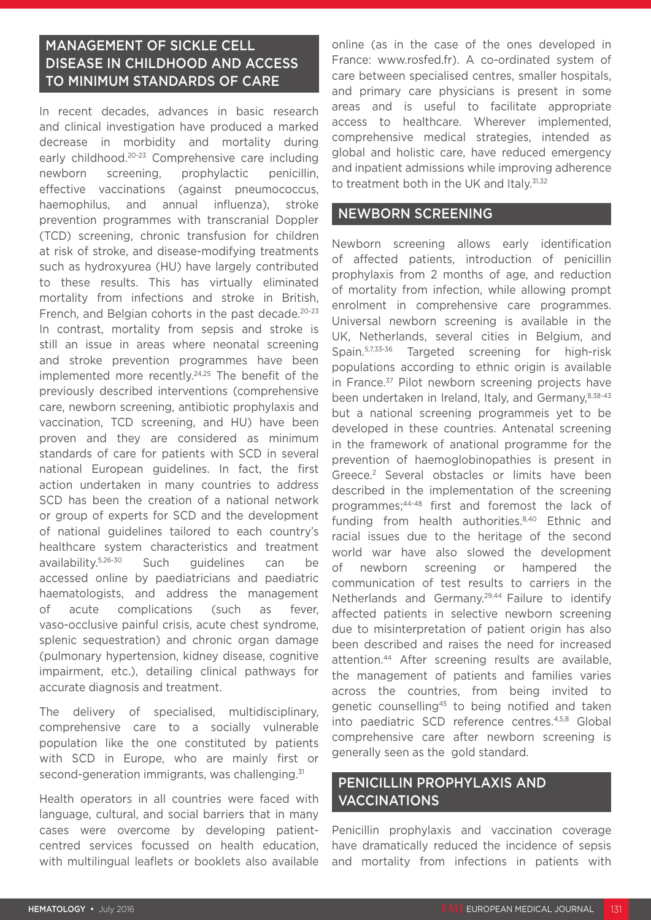## MANAGEMENT OF SICKLE CELL DISEASE IN CHILDHOOD AND ACCESS TO MINIMUM STANDARDS OF CARE

In recent decades, advances in basic research and clinical investigation have produced a marked decrease in morbidity and mortality during early childhood.[20-23] Comprehensive care including newborn screening, prophylactic penicillin, effective vaccinations (against pneumococcus, haemophilus, and annual influenza), stroke prevention programmes with transcranial Doppler (TCD) screening, chronic transfusion for children at risk of stroke, and disease-modifying treatments such as hydroxyurea (HU) have largely contributed to these results. This has virtually eliminated mortality from infections and stroke in British, French, and Belgian cohorts in the past decade.[20-23] In contrast, mortality from sepsis and stroke is still an issue in areas where neonatal screening and stroke prevention programmes have been implemented more recently.[24,25] The benefit of the previously described interventions (comprehensive care, newborn screening, antibiotic prophylaxis and vaccination, TCD screening, and HU) have been proven and they are considered as minimum standards of care for patients with SCD in several national European guidelines. In fact, the first action undertaken in many countries to address SCD has been the creation of a national network or group of experts for SCD and the development of national guidelines tailored to each country's healthcare system characteristics and treatment availability.[5,26-30] Such guidelines can be accessed online by paediatricians and paediatric haematologists, and address the management of acute complications (such as fever, vaso-occlusive painful crisis, acute chest syndrome, splenic sequestration) and chronic organ damage (pulmonary hypertension, kidney disease, cognitive impairment, etc.), detailing clinical pathways for accurate diagnosis and treatment.

The delivery of specialised, multidisciplinary, comprehensive care to a socially vulnerable population like the one constituted by patients with SCD in Europe, who are mainly first or second-generation immigrants, was challenging.[31]

Health operators in all countries were faced with language, cultural, and social barriers that in many cases were overcome by developing patient-centred services focussed on health education, with multilingual leaflets or booklets also available online (as in the case of the ones developed in France: www.rosfed.fr). A co-ordinated system of care between specialised centres, smaller hospitals, and primary care physicians is present in some areas and is useful to facilitate appropriate access to healthcare. Wherever implemented, comprehensive medical strategies, intended as global and holistic care, have reduced emergency and inpatient admissions while improving adherence to treatment both in the UK and Italy.[31,32]

## NEWBORN SCREENING

Newborn screening allows early identification of affected patients, introduction of penicillin prophylaxis from 2 months of age, and reduction of mortality from infection, while allowing prompt enrolment in comprehensive care programmes. Universal newborn screening is available in the UK, Netherlands, several cities in Belgium, and Spain.[5,7,33-36] Targeted screening for high-risk populations according to ethnic origin is available in France.[37] Pilot newborn screening projects have been undertaken in Ireland, Italy, and Germany,[8,38-43] but a national screening programmeis yet to be developed in these countries. Antenatal screening in the framework of anational programme for the prevention of haemoglobinopathies is present in Greece.[2] Several obstacles or limits have been described in the implementation of the screening programmes;[44-48] first and foremost the lack of funding from health authorities.[8,40] Ethnic and racial issues due to the heritage of the second world war have also slowed the development of newborn screening or hampered the communication of test results to carriers in the Netherlands and Germany.[29,44] Failure to identify affected patients in selective newborn screening due to misinterpretation of patient origin has also been described and raises the need for increased attention.[44] After screening results are available, the management of patients and families varies across the countries, from being invited to genetic counselling[45] to being notified and taken into paediatric SCD reference centres.[4,5,8] Global comprehensive care after newborn screening is generally seen as the gold standard.

## PENICILLIN PROPHYLAXIS AND VACCINATIONS

Penicillin prophylaxis and vaccination coverage have dramatically reduced the incidence of sepsis and mortality from infections in patients with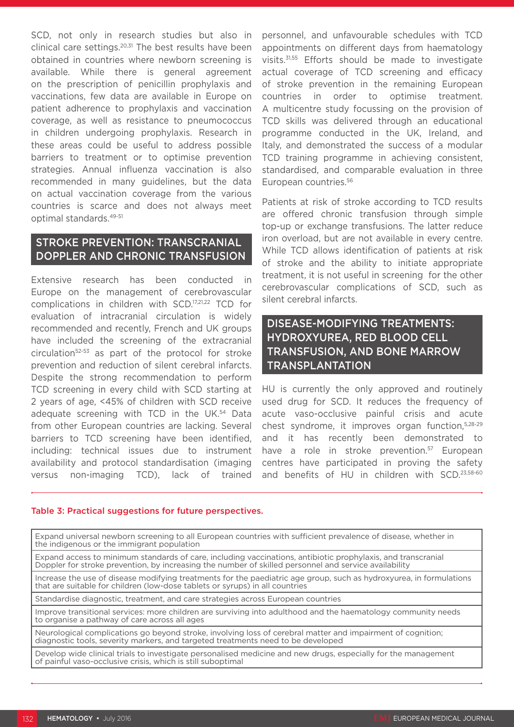SCD, not only in research studies but also in clinical care settings.[20,31] The best results have been obtained in countries where newborn screening is available. While there is general agreement on the prescription of penicillin prophylaxis and vaccinations, few data are available in Europe on patient adherence to prophylaxis and vaccination coverage, as well as resistance to pneumococcus in children undergoing prophylaxis. Research in these areas could be useful to address possible barriers to treatment or to optimise prevention strategies. Annual influenza vaccination is also recommended in many guidelines, but the data on actual vaccination coverage from the various countries is scarce and does not always meet optimal standards.[49-51]

## STROKE PREVENTION: TRANSCRANIAL DOPPLER AND CHRONIC TRANSFUSION

Extensive research has been conducted in Europe on the management of cerebrovascular complications in children with SCD.[17,21,22] TCD for evaluation of intracranial circulation is widely recommended and recently, French and UK groups have included the screening of the extracranial circulation[52-53] as part of the protocol for stroke prevention and reduction of silent cerebral infarcts. Despite the strong recommendation to perform TCD screening in every child with SCD starting at 2 years of age, <45% of children with SCD receive adequate screening with TCD in the UK.[54] Data from other European countries are lacking. Several barriers to TCD screening have been identified, including: technical issues due to instrument availability and protocol standardisation (imaging versus non-imaging TCD), lack of trained personnel, and unfavourable schedules with TCD appointments on different days from haematology visits.[31,55] Efforts should be made to investigate actual coverage of TCD screening and efficacy of stroke prevention in the remaining European countries in order to optimise treatment. A multicentre study focussing on the provision of TCD skills was delivered through an educational programme conducted in the UK, Ireland, and Italy, and demonstrated the success of a modular TCD training programme in achieving consistent, standardised, and comparable evaluation in three European countries.[56]

Patients at risk of stroke according to TCD results are offered chronic transfusion through simple top-up or exchange transfusions. The latter reduce iron overload, but are not available in every centre. While TCD allows identification of patients at risk of stroke and the ability to initiate appropriate treatment, it is not useful in screening for the other cerebrovascular complications of SCD, such as silent cerebral infarcts.

## DISEASE-MODIFYING TREATMENTS: HYDROXYUREA, RED BLOOD CELL TRANSFUSION, AND BONE MARROW TRANSPLANTATION

HU is currently the only approved and routinely used drug for SCD. It reduces the frequency of acute vaso-occlusive painful crisis and acute chest syndrome, it improves organ function,[5,28-29] and it has recently been demonstrated to have a role in stroke prevention.[57] European centres have participated in proving the safety and benefits of HU in children with SCD.[23,58-60]

**Table 3: Practical suggestions for future perspectives.**

| |
|---|
| Expand universal newborn screening to all European countries with sufficient prevalence of disease, whether in the indigenous or the immigrant population |
| Expand access to minimum standards of care, including vaccinations, antibiotic prophylaxis, and transcranial Doppler for stroke prevention, by increasing the number of skilled personnel and service availability |
| Increase the use of disease modifying treatments for the paediatric age group, such as hydroxyurea, in formulations that are suitable for children (low-dose tablets or syrups) in all countries |
| Standardise diagnostic, treatment, and care strategies across European countries |
| Improve transitional services: more children are surviving into adulthood and the haematology community needs to organise a pathway of care across all ages |
| Neurological complications go beyond stroke, involving loss of cerebral matter and impairment of cognition; diagnostic tools, severity markers, and targeted treatments need to be developed |
| Develop wide clinical trials to investigate personalised medicine and new drugs, especially for the management of painful vaso-occlusive crisis, which is still suboptimal |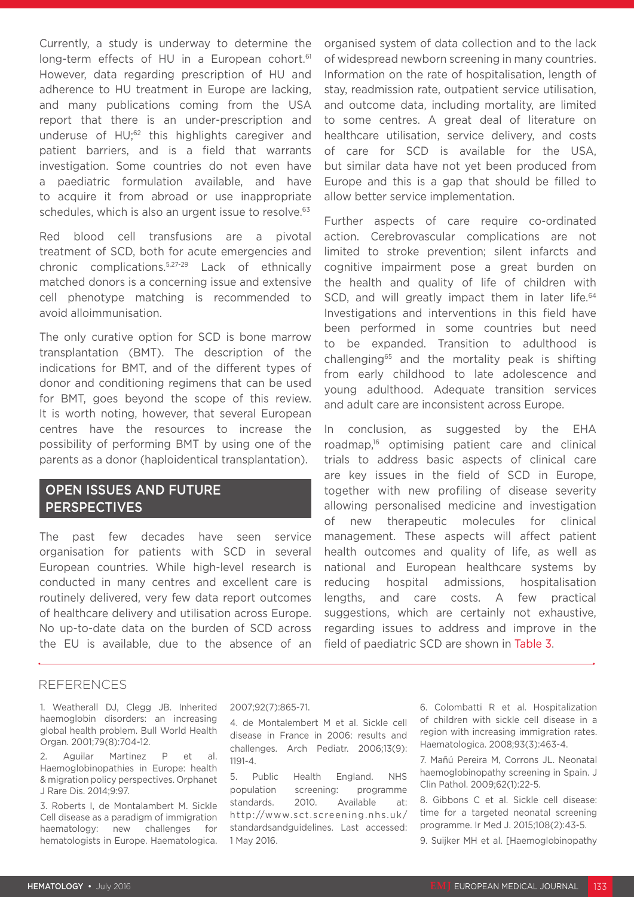Currently, a study is underway to determine the long-term effects of HU in a European cohort.[61] However, data regarding prescription of HU and adherence to HU treatment in Europe are lacking, and many publications coming from the USA report that there is an under-prescription and underuse of HU;[62] this highlights caregiver and patient barriers, and is a field that warrants investigation. Some countries do not even have a paediatric formulation available, and have to acquire it from abroad or use inappropriate schedules, which is also an urgent issue to resolve.[63]

Red blood cell transfusions are a pivotal treatment of SCD, both for acute emergencies and chronic complications.[5,27-29] Lack of ethnically matched donors is a concerning issue and extensive cell phenotype matching is recommended to avoid alloimmunisation.

The only curative option for SCD is bone marrow transplantation (BMT). The description of the indications for BMT, and of the different types of donor and conditioning regimens that can be used for BMT, goes beyond the scope of this review. It is worth noting, however, that several European centres have the resources to increase the possibility of performing BMT by using one of the parents as a donor (haploidentical transplantation).

## OPEN ISSUES AND FUTURE PERSPECTIVES

The past few decades have seen service organisation for patients with SCD in several European countries. While high-level research is conducted in many centres and excellent care is routinely delivered, very few data report outcomes of healthcare delivery and utilisation across Europe. No up-to-date data on the burden of SCD across the EU is available, due to the absence of an organised system of data collection and to the lack of widespread newborn screening in many countries. Information on the rate of hospitalisation, length of stay, readmission rate, outpatient service utilisation, and outcome data, including mortality, are limited to some centres. A great deal of literature on healthcare utilisation, service delivery, and costs of care for SCD is available for the USA, but similar data have not yet been produced from Europe and this is a gap that should be filled to allow better service implementation.

Further aspects of care require co-ordinated action. Cerebrovascular complications are not limited to stroke prevention; silent infarcts and cognitive impairment pose a great burden on the health and quality of life of children with SCD, and will greatly impact them in later life.[64] Investigations and interventions in this field have been performed in some countries but need to be expanded. Transition to adulthood is challenging[65] and the mortality peak is shifting from early childhood to late adolescence and young adulthood. Adequate transition services and adult care are inconsistent across Europe.

In conclusion, as suggested by the EHA roadmap,[16] optimising patient care and clinical trials to address basic aspects of clinical care are key issues in the field of SCD in Europe, together with new profiling of disease severity allowing personalised medicine and investigation of new therapeutic molecules for clinical management. These aspects will affect patient health outcomes and quality of life, as well as national and European healthcare systems by reducing hospital admissions, hospitalisation lengths, and care costs. A few practical suggestions, which are certainly not exhaustive, regarding issues to address and improve in the field of paediatric SCD are shown in Table 3.

## REFERENCES

1. Weatherall DJ, Clegg JB. Inherited haemoglobin disorders: an increasing global health problem. Bull World Health Organ. 2001;79(8):704-12.

2. Aguilar Martinez P et al. Haemoglobinopathies in Europe: health & migration policy perspectives. Orphanet J Rare Dis. 2014;9:97.

3. Roberts I, de Montalambert M. Sickle Cell disease as a paradigm of immigration haematology: new challenges for hematologists in Europe. Haematologica. 2007;92(7):865-71.

4. de Montalembert M et al. Sickle cell disease in France in 2006: results and challenges. Arch Pediatr. 2006;13(9):1191-4.

5. Public Health England. NHS population screening: programme standards. 2010. Available at: http://www.sct.screening.nhs.uk/standardsandguidelines. Last accessed: 1 May 2016.

6. Colombatti R et al. Hospitalization of children with sickle cell disease in a region with increasing immigration rates. Haematologica. 2008;93(3):463-4.

7. Mañú Pereira M, Corrons JL. Neonatal haemoglobinopathy screening in Spain. J Clin Pathol. 2009;62(1):22-5.

8. Gibbons C et al. Sickle cell disease: time for a targeted neonatal screening programme. Ir Med J. 2015;108(2):43-5.

9. Suijker MH et al. [Haemoglobinopathy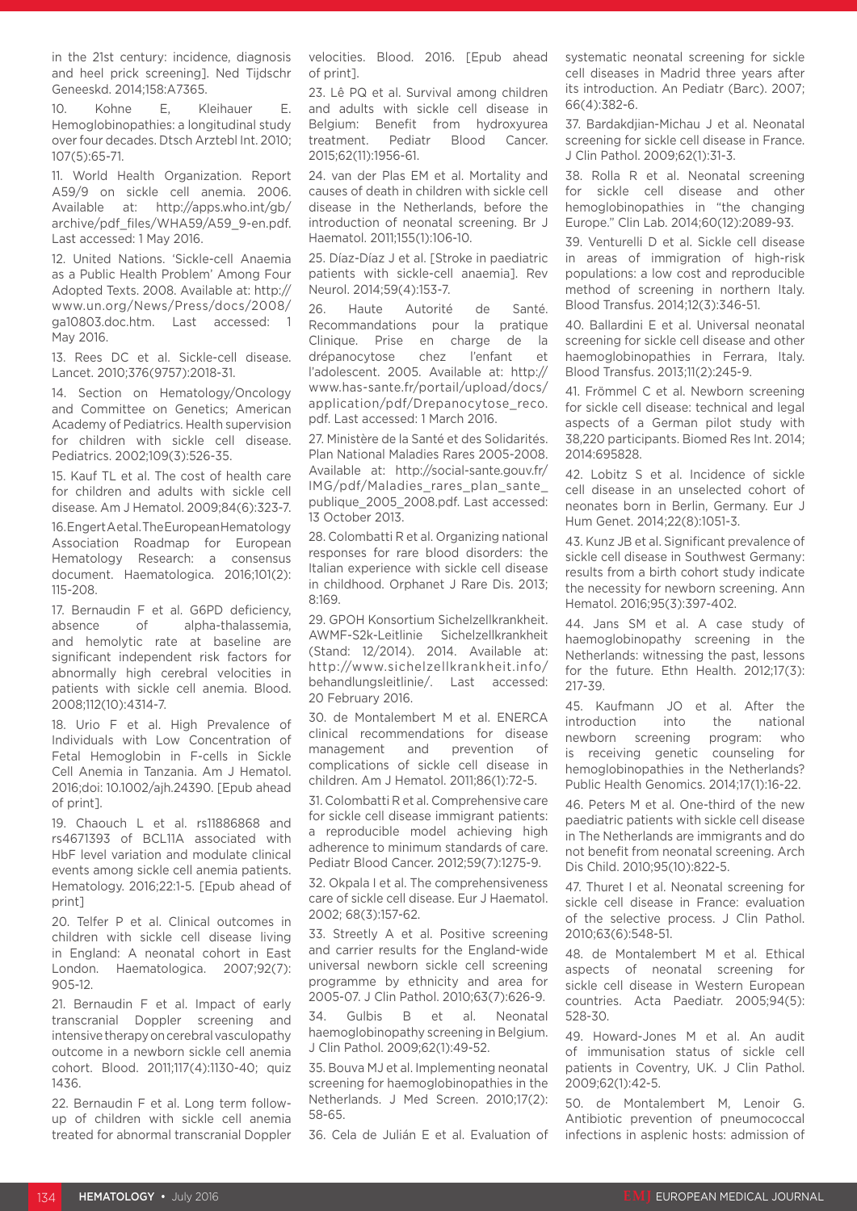in the 21st century: incidence, diagnosis and heel prick screening]. Ned Tijdschr Geneeskd. 2014;158:A7365.

10. Kohne E, Kleihauer E. Hemoglobinopathies: a longitudinal study over four decades. Dtsch Arztebl Int. 2010; 107(5):65-71.

11. World Health Organization. Report A59/9 on sickle cell anemia. 2006. Available at: http://apps.who.int/gb/archive/pdf_files/WHA59/A59_9-en.pdf. Last accessed: 1 May 2016.

12. United Nations. 'Sickle-cell Anaemia as a Public Health Problem' Among Four Adopted Texts. 2008. Available at: http://www.un.org/News/Press/docs/2008/ga10803.doc.htm. Last accessed: 1 May 2016.

13. Rees DC et al. Sickle-cell disease. Lancet. 2010;376(9757):2018-31.

14. Section on Hematology/Oncology and Committee on Genetics; American Academy of Pediatrics. Health supervision for children with sickle cell disease. Pediatrics. 2002;109(3):526-35.

15. Kauf TL et al. The cost of health care for children and adults with sickle cell disease. Am J Hematol. 2009;84(6):323-7.

16. Engert A et al. The European Hematology Association Roadmap for European Hematology Research: a consensus document. Haematologica. 2016;101(2): 115-208.

17. Bernaudin F et al. G6PD deficiency, absence of alpha-thalassemia, and hemolytic rate at baseline are significant independent risk factors for abnormally high cerebral velocities in patients with sickle cell anemia. Blood. 2008;112(10):4314-7.

18. Urio F et al. High Prevalence of Individuals with Low Concentration of Fetal Hemoglobin in F-cells in Sickle Cell Anemia in Tanzania. Am J Hematol. 2016;doi: 10.1002/ajh.24390. [Epub ahead of print].

19. Chaouch L et al. rs11886868 and rs4671393 of BCL11A associated with HbF level variation and modulate clinical events among sickle cell anemia patients. Hematology. 2016;22:1-5. [Epub ahead of print]

20. Telfer P et al. Clinical outcomes in children with sickle cell disease living in England: A neonatal cohort in East London. Haematologica. 2007;92(7): 905-12.

21. Bernaudin F et al. Impact of early transcranial Doppler screening and intensive therapy on cerebral vasculopathy outcome in a newborn sickle cell anemia cohort. Blood. 2011;117(4):1130-40; quiz 1436.

22. Bernaudin F et al. Long term follow-up of children with sickle cell anemia treated for abnormal transcranial Doppler velocities. Blood. 2016. [Epub ahead of print].

23. Lê PQ et al. Survival among children and adults with sickle cell disease in Belgium: Benefit from hydroxyurea treatment. Pediatr Blood Cancer. 2015;62(11):1956-61.

24. van der Plas EM et al. Mortality and causes of death in children with sickle cell disease in the Netherlands, before the introduction of neonatal screening. Br J Haematol. 2011;155(1):106-10.

25. Díaz-Díaz J et al. [Stroke in paediatric patients with sickle-cell anaemia]. Rev Neurol. 2014;59(4):153-7.

26. Haute Autorité de Santé. Recommandations pour la pratique Clinique. Prise en charge de la drépanocytose chez l'enfant et l'adolescent. 2005. Available at: http://www.has-sante.fr/portail/upload/docs/application/pdf/Drepanocytose_reco.pdf. Last accessed: 1 March 2016.

27. Ministère de la Santé et des Solidarités. Plan National Maladies Rares 2005-2008. Available at: http://social-sante.gouv.fr/IMG/pdf/Maladies_rares_plan_sante_publique_2005_2008.pdf. Last accessed: 13 October 2013.

28. Colombatti R et al. Organizing national responses for rare blood disorders: the Italian experience with sickle cell disease in childhood. Orphanet J Rare Dis. 2013; 8:169.

29. GPOH Konsortium Sichelzellkrankheit. AWMF-S2k-Leitlinie Sichelzellkrankheit (Stand: 12/2014). 2014. Available at: http://www.sichelzellkrankheit.info/behandlungsleitlinie/. Last accessed: 20 February 2016.

30. de Montalembert M et al. ENERCA clinical recommendations for disease management and prevention of complications of sickle cell disease in children. Am J Hematol. 2011;86(1):72-5.

31. Colombatti R et al. Comprehensive care for sickle cell disease immigrant patients: a reproducible model achieving high adherence to minimum standards of care. Pediatr Blood Cancer. 2012;59(7):1275-9.

32. Okpala I et al. The comprehensiveness care of sickle cell disease. Eur J Haematol. 2002; 68(3):157-62.

33. Streetly A et al. Positive screening and carrier results for the England-wide universal newborn sickle cell screening programme by ethnicity and area for 2005-07. J Clin Pathol. 2010;63(7):626-9.

34. Gulbis B et al. Neonatal haemoglobinopathy screening in Belgium. J Clin Pathol. 2009;62(1):49-52.

35. Bouva MJ et al. Implementing neonatal screening for haemoglobinopathies in the Netherlands. J Med Screen. 2010;17(2): 58-65.

36. Cela de Julián E et al. Evaluation of systematic neonatal screening for sickle cell diseases in Madrid three years after its introduction. An Pediatr (Barc). 2007; 66(4):382-6.

37. Bardakdjian-Michau J et al. Neonatal screening for sickle cell disease in France. J Clin Pathol. 2009;62(1):31-3.

38. Rolla R et al. Neonatal screening for sickle cell disease and other hemoglobinopathies in "the changing Europe." Clin Lab. 2014;60(12):2089-93.

39. Venturelli D et al. Sickle cell disease in areas of immigration of high-risk populations: a low cost and reproducible method of screening in northern Italy. Blood Transfus. 2014;12(3):346-51.

40. Ballardini E et al. Universal neonatal screening for sickle cell disease and other haemoglobinopathies in Ferrara, Italy. Blood Transfus. 2013;11(2):245-9.

41. Frömmel C et al. Newborn screening for sickle cell disease: technical and legal aspects of a German pilot study with 38,220 participants. Biomed Res Int. 2014; 2014:695828.

42. Lobitz S et al. Incidence of sickle cell disease in an unselected cohort of neonates born in Berlin, Germany. Eur J Hum Genet. 2014;22(8):1051-3.

43. Kunz JB et al. Significant prevalence of sickle cell disease in Southwest Germany: results from a birth cohort study indicate the necessity for newborn screening. Ann Hematol. 2016;95(3):397-402.

44. Jans SM et al. A case study of haemoglobinopathy screening in the Netherlands: witnessing the past, lessons for the future. Ethn Health. 2012;17(3): 217-39.

45. Kaufmann JO et al. After the introduction into the national newborn screening program: who is receiving genetic counseling for hemoglobinopathies in the Netherlands? Public Health Genomics. 2014;17(1):16-22.

46. Peters M et al. One-third of the new paediatric patients with sickle cell disease in The Netherlands are immigrants and do not benefit from neonatal screening. Arch Dis Child. 2010;95(10):822-5.

47. Thuret I et al. Neonatal screening for sickle cell disease in France: evaluation of the selective process. J Clin Pathol. 2010;63(6):548-51.

48. de Montalembert M et al. Ethical aspects of neonatal screening for sickle cell disease in Western European countries. Acta Paediatr. 2005;94(5): 528-30.

49. Howard-Jones M et al. An audit of immunisation status of sickle cell patients in Coventry, UK. J Clin Pathol. 2009;62(1):42-5.

50. de Montalembert M, Lenoir G. Antibiotic prevention of pneumococcal infections in asplenic hosts: admission of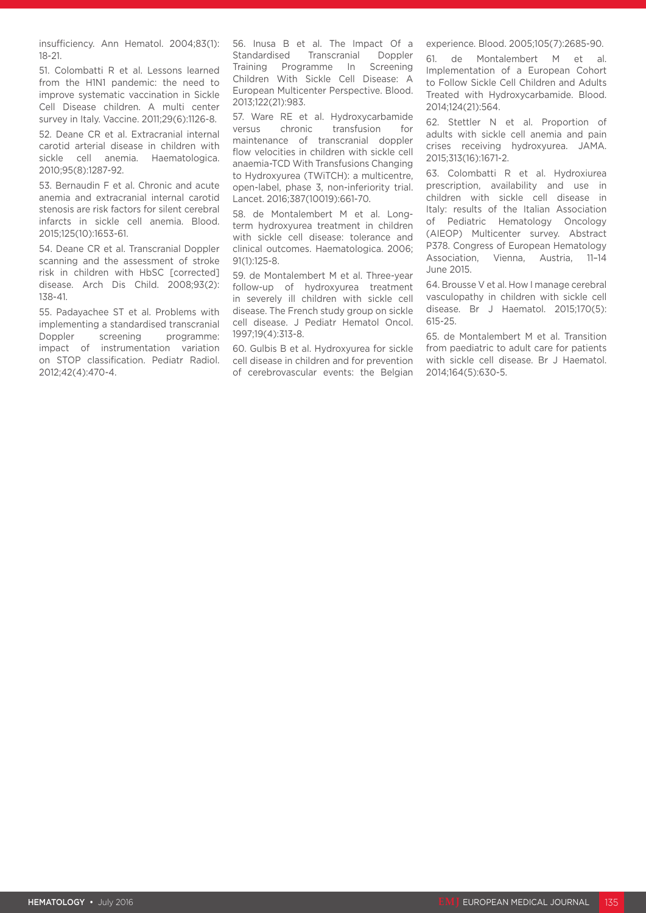insufficiency. Ann Hematol. 2004;83(1):18-21.

51. Colombatti R et al. Lessons learned from the H1N1 pandemic: the need to improve systematic vaccination in Sickle Cell Disease children. A multi center survey in Italy. Vaccine. 2011;29(6):1126-8.

52. Deane CR et al. Extracranial internal carotid arterial disease in children with sickle cell anemia. Haematologica. 2010;95(8):1287-92.

53. Bernaudin F et al. Chronic and acute anemia and extracranial internal carotid stenosis are risk factors for silent cerebral infarcts in sickle cell anemia. Blood. 2015;125(10):1653-61.

54. Deane CR et al. Transcranial Doppler scanning and the assessment of stroke risk in children with HbSC [corrected] disease. Arch Dis Child. 2008;93(2):138-41.

55. Padayachee ST et al. Problems with implementing a standardised transcranial Doppler screening programme: impact of instrumentation variation on STOP classification. Pediatr Radiol. 2012;42(4):470-4.

56. Inusa B et al. The Impact Of a Standardised Transcranial Doppler Training Programme In Screening Children With Sickle Cell Disease: A European Multicenter Perspective. Blood. 2013;122(21):983.

57. Ware RE et al. Hydroxycarbamide versus chronic transfusion for maintenance of transcranial doppler flow velocities in children with sickle cell anaemia-TCD With Transfusions Changing to Hydroxyurea (TWiTCH): a multicentre, open-label, phase 3, non-inferiority trial. Lancet. 2016;387(10019):661-70.

58. de Montalembert M et al. Long-term hydroxyurea treatment in children with sickle cell disease: tolerance and clinical outcomes. Haematologica. 2006;91(1):125-8.

59. de Montalembert M et al. Three-year follow-up of hydroxyurea treatment in severely ill children with sickle cell disease. The French study group on sickle cell disease. J Pediatr Hematol Oncol. 1997;19(4):313-8.

60. Gulbis B et al. Hydroxyurea for sickle cell disease in children and for prevention of cerebrovascular events: the Belgian experience. Blood. 2005;105(7):2685-90.

61. de Montalembert M et al. Implementation of a European Cohort to Follow Sickle Cell Children and Adults Treated with Hydroxycarbamide. Blood. 2014;124(21):564.

62. Stettler N et al. Proportion of adults with sickle cell anemia and pain crises receiving hydroxyurea. JAMA. 2015;313(16):1671-2.

63. Colombatti R et al. Hydroxiurea prescription, availability and use in children with sickle cell disease in Italy: results of the Italian Association of Pediatric Hematology Oncology (AIEOP) Multicenter survey. Abstract P378. Congress of European Hematology Association, Vienna, Austria, 11–14 June 2015.

64. Brousse V et al. How I manage cerebral vasculopathy in children with sickle cell disease. Br J Haematol. 2015;170(5):615-25.

65. de Montalembert M et al. Transition from paediatric to adult care for patients with sickle cell disease. Br J Haematol. 2014;164(5):630-5.